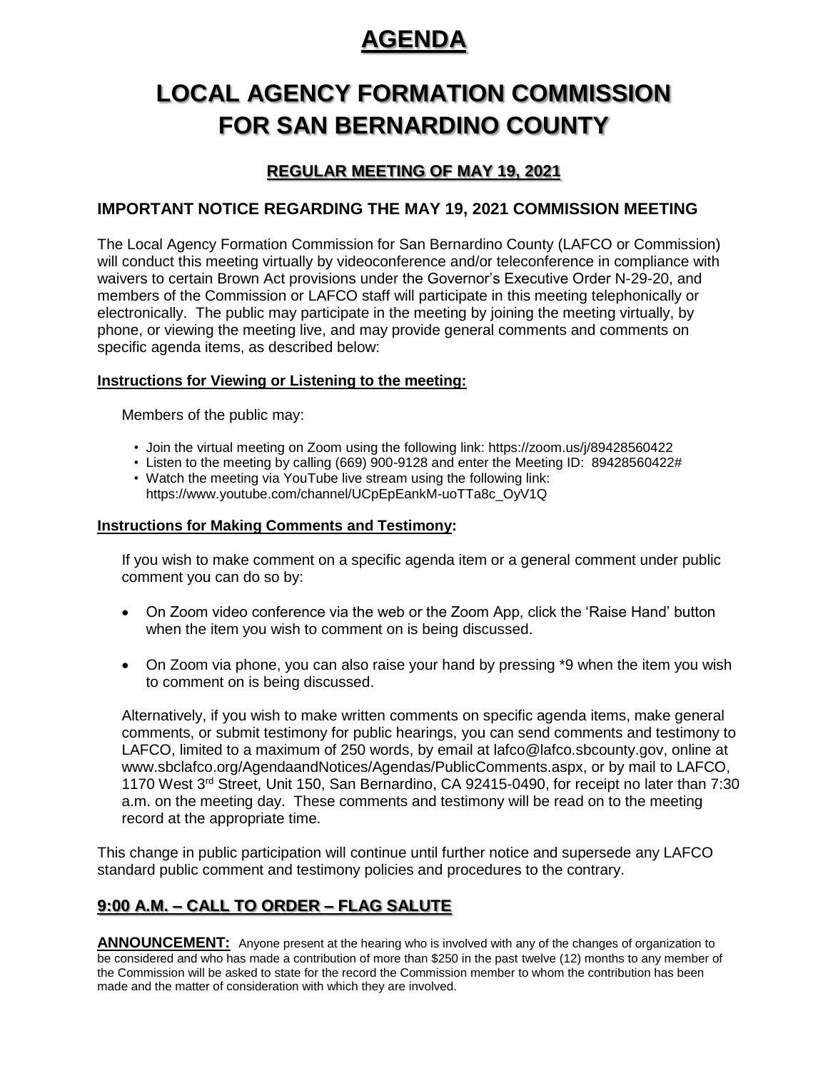# AGENDA

# LOCAL AGENCY FORMATION COMMISSION FOR SAN BERNARDINO COUNTY

## REGULAR MEETING OF MAY 19, 2021

### IMPORTANT NOTICE REGARDING THE MAY 19, 2021 COMMISSION MEETING

The Local Agency Formation Commission for San Bernardino County (LAFCO or Commission) will conduct this meeting virtually by videoconference and/or teleconference in compliance with waivers to certain Brown Act provisions under the Governor's Executive Order N-29-20, and members of the Commission or LAFCO staff will participate in this meeting telephonically or electronically. The public may participate in the meeting by joining the meeting virtually, by phone, or viewing the meeting live, and may provide general comments and comments on specific agenda items, as described below:

**Instructions for Viewing or Listening to the meeting:**

Members of the public may:

- Join the virtual meeting on Zoom using the following link: https://zoom.us/j/89428560422
- Listen to the meeting by calling (669) 900-9128 and enter the Meeting ID: 89428560422#
- Watch the meeting via YouTube live stream using the following link: https://www.youtube.com/channel/UCpEpEankM-uoTTa8c_OyV1Q

**Instructions for Making Comments and Testimony:**

If you wish to make comment on a specific agenda item or a general comment under public comment you can do so by:

- On Zoom video conference via the web or the Zoom App, click the 'Raise Hand' button when the item you wish to comment on is being discussed.
- On Zoom via phone, you can also raise your hand by pressing *9 when the item you wish to comment on is being discussed.

Alternatively, if you wish to make written comments on specific agenda items, make general comments, or submit testimony for public hearings, you can send comments and testimony to LAFCO, limited to a maximum of 250 words, by email at lafco@lafco.sbcounty.gov, online at www.sbclafco.org/AgendaandNotices/Agendas/PublicComments.aspx, or by mail to LAFCO, 1170 West 3rd Street, Unit 150, San Bernardino, CA 92415-0490, for receipt no later than 7:30 a.m. on the meeting day. These comments and testimony will be read on to the meeting record at the appropriate time.

This change in public participation will continue until further notice and supersede any LAFCO standard public comment and testimony policies and procedures to the contrary.

## 9:00 A.M. – CALL TO ORDER – FLAG SALUTE

**ANNOUNCEMENT:** Anyone present at the hearing who is involved with any of the changes of organization to be considered and who has made a contribution of more than $250 in the past twelve (12) months to any member of the Commission will be asked to state for the record the Commission member to whom the contribution has been made and the matter of consideration with which they are involved.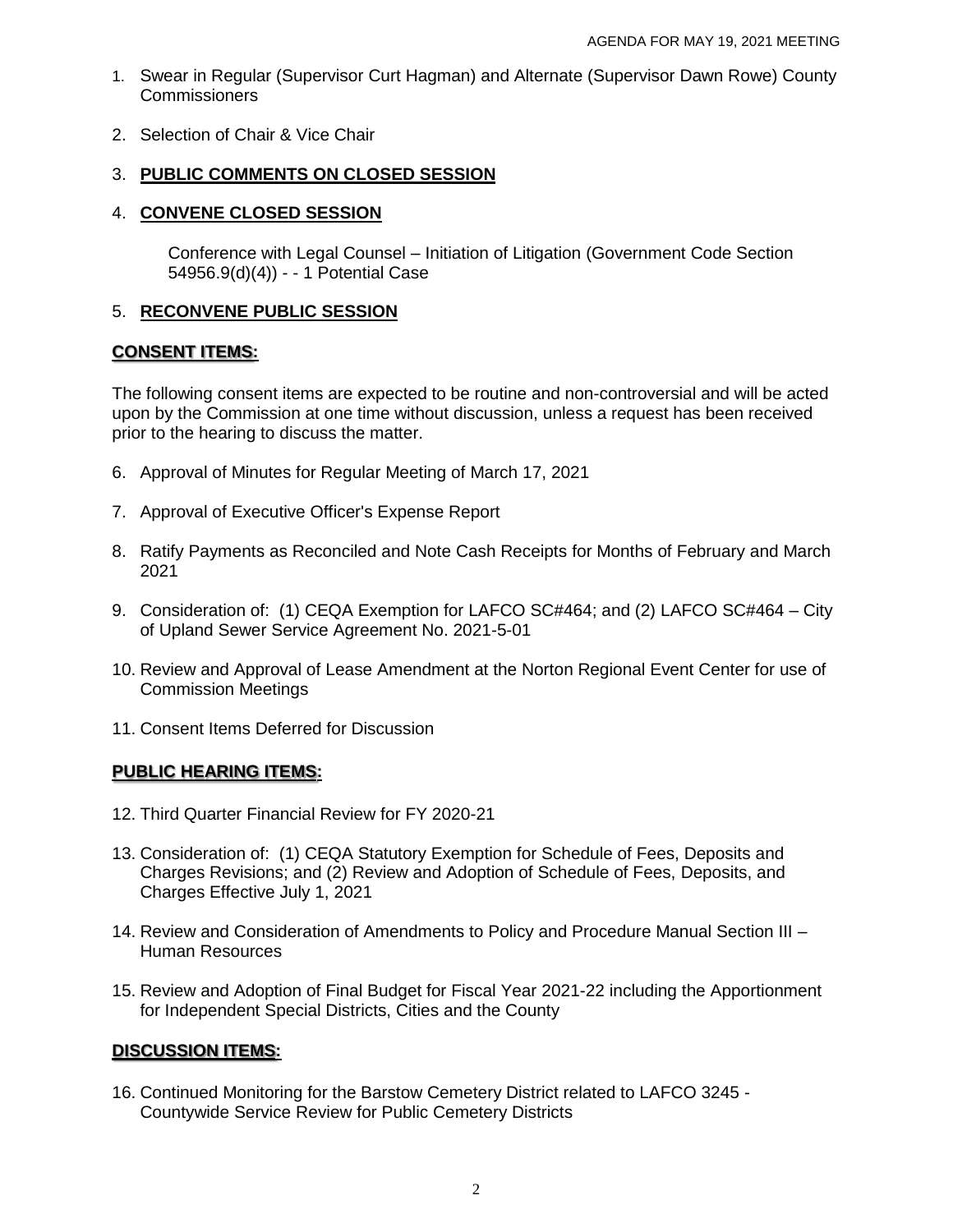1. Swear in Regular (Supervisor Curt Hagman) and Alternate (Supervisor Dawn Rowe) County Commissioners

2. Selection of Chair & Vice Chair

3. **PUBLIC COMMENTS ON CLOSED SESSION**

4. **CONVENE CLOSED SESSION**

   Conference with Legal Counsel – Initiation of Litigation (Government Code Section 54956.9(d)(4)) - - 1 Potential Case

5. **RECONVENE PUBLIC SESSION**

## CONSENT ITEMS:

The following consent items are expected to be routine and non-controversial and will be acted upon by the Commission at one time without discussion, unless a request has been received prior to the hearing to discuss the matter.

6. Approval of Minutes for Regular Meeting of March 17, 2021

7. Approval of Executive Officer's Expense Report

8. Ratify Payments as Reconciled and Note Cash Receipts for Months of February and March 2021

9. Consideration of: (1) CEQA Exemption for LAFCO SC#464; and (2) LAFCO SC#464 – City of Upland Sewer Service Agreement No. 2021-5-01

10. Review and Approval of Lease Amendment at the Norton Regional Event Center for use of Commission Meetings

11. Consent Items Deferred for Discussion

## PUBLIC HEARING ITEMS:

12. Third Quarter Financial Review for FY 2020-21

13. Consideration of: (1) CEQA Statutory Exemption for Schedule of Fees, Deposits and Charges Revisions; and (2) Review and Adoption of Schedule of Fees, Deposits, and Charges Effective July 1, 2021

14. Review and Consideration of Amendments to Policy and Procedure Manual Section III – Human Resources

15. Review and Adoption of Final Budget for Fiscal Year 2021-22 including the Apportionment for Independent Special Districts, Cities and the County

## DISCUSSION ITEMS:

16. Continued Monitoring for the Barstow Cemetery District related to LAFCO 3245 - Countywide Service Review for Public Cemetery Districts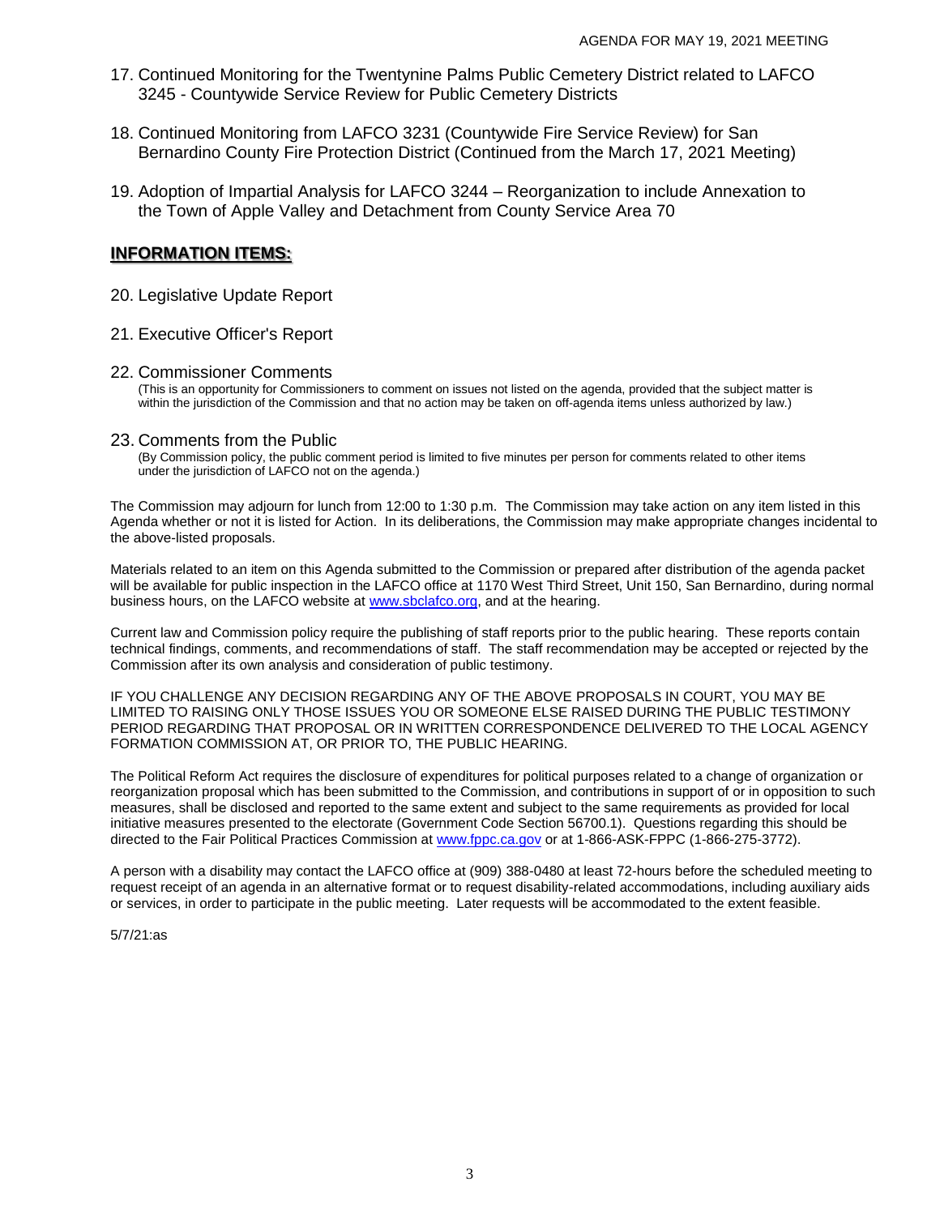17. Continued Monitoring for the Twentynine Palms Public Cemetery District related to LAFCO 3245 - Countywide Service Review for Public Cemetery Districts

18. Continued Monitoring from LAFCO 3231 (Countywide Fire Service Review) for San Bernardino County Fire Protection District (Continued from the March 17, 2021 Meeting)

19. Adoption of Impartial Analysis for LAFCO 3244 – Reorganization to include Annexation to the Town of Apple Valley and Detachment from County Service Area 70

## INFORMATION ITEMS:

20. Legislative Update Report

21. Executive Officer's Report

22. Commissioner Comments
    (This is an opportunity for Commissioners to comment on issues not listed on the agenda, provided that the subject matter is within the jurisdiction of the Commission and that no action may be taken on off-agenda items unless authorized by law.)

23. Comments from the Public
    (By Commission policy, the public comment period is limited to five minutes per person for comments related to other items under the jurisdiction of LAFCO not on the agenda.)

The Commission may adjourn for lunch from 12:00 to 1:30 p.m. The Commission may take action on any item listed in this Agenda whether or not it is listed for Action. In its deliberations, the Commission may make appropriate changes incidental to the above-listed proposals.

Materials related to an item on this Agenda submitted to the Commission or prepared after distribution of the agenda packet will be available for public inspection in the LAFCO office at 1170 West Third Street, Unit 150, San Bernardino, during normal business hours, on the LAFCO website at www.sbclafco.org, and at the hearing.

Current law and Commission policy require the publishing of staff reports prior to the public hearing. These reports contain technical findings, comments, and recommendations of staff. The staff recommendation may be accepted or rejected by the Commission after its own analysis and consideration of public testimony.

IF YOU CHALLENGE ANY DECISION REGARDING ANY OF THE ABOVE PROPOSALS IN COURT, YOU MAY BE LIMITED TO RAISING ONLY THOSE ISSUES YOU OR SOMEONE ELSE RAISED DURING THE PUBLIC TESTIMONY PERIOD REGARDING THAT PROPOSAL OR IN WRITTEN CORRESPONDENCE DELIVERED TO THE LOCAL AGENCY FORMATION COMMISSION AT, OR PRIOR TO, THE PUBLIC HEARING.

The Political Reform Act requires the disclosure of expenditures for political purposes related to a change of organization or reorganization proposal which has been submitted to the Commission, and contributions in support of or in opposition to such measures, shall be disclosed and reported to the same extent and subject to the same requirements as provided for local initiative measures presented to the electorate (Government Code Section 56700.1). Questions regarding this should be directed to the Fair Political Practices Commission at www.fppc.ca.gov or at 1-866-ASK-FPPC (1-866-275-3772).

A person with a disability may contact the LAFCO office at (909) 388-0480 at least 72-hours before the scheduled meeting to request receipt of an agenda in an alternative format or to request disability-related accommodations, including auxiliary aids or services, in order to participate in the public meeting. Later requests will be accommodated to the extent feasible.

5/7/21:as